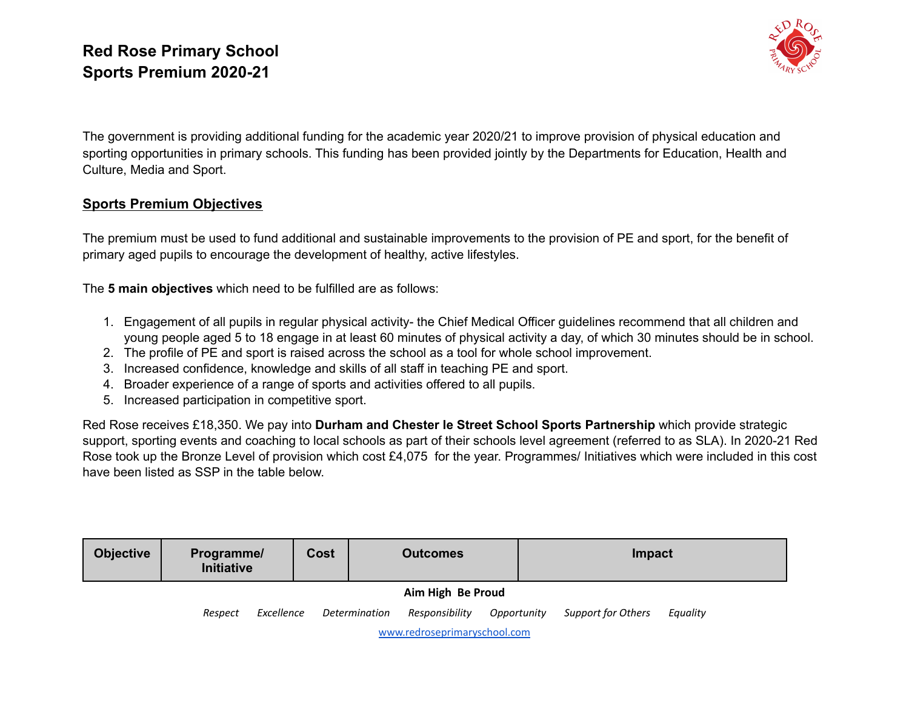# Red Rose Primary School
# Sports Premium 2020-21

The government is providing additional funding for the academic year 2020/21 to improve provision of physical education and sporting opportunities in primary schools. This funding has been provided jointly by the Departments for Education, Health and Culture, Media and Sport.

## Sports Premium Objectives

The premium must be used to fund additional and sustainable improvements to the provision of PE and sport, for the benefit of primary aged pupils to encourage the development of healthy, active lifestyles.

The **5 main objectives** which need to be fulfilled are as follows:

1. Engagement of all pupils in regular physical activity- the Chief Medical Officer guidelines recommend that all children and young people aged 5 to 18 engage in at least 60 minutes of physical activity a day, of which 30 minutes should be in school.
2. The profile of PE and sport is raised across the school as a tool for whole school improvement.
3. Increased confidence, knowledge and skills of all staff in teaching PE and sport.
4. Broader experience of a range of sports and activities offered to all pupils.
5. Increased participation in competitive sport.

Red Rose receives £18,350. We pay into **Durham and Chester le Street School Sports Partnership** which provide strategic support, sporting events and coaching to local schools as part of their schools level agreement (referred to as SLA). In 2020-21 Red Rose took up the Bronze Level of provision which cost £4,075 for the year. Programmes/ Initiatives which were included in this cost have been listed as SSP in the table below.

| Objective | Programme/ Initiative | Cost | Outcomes | Impact |
|---|---|---|---|---|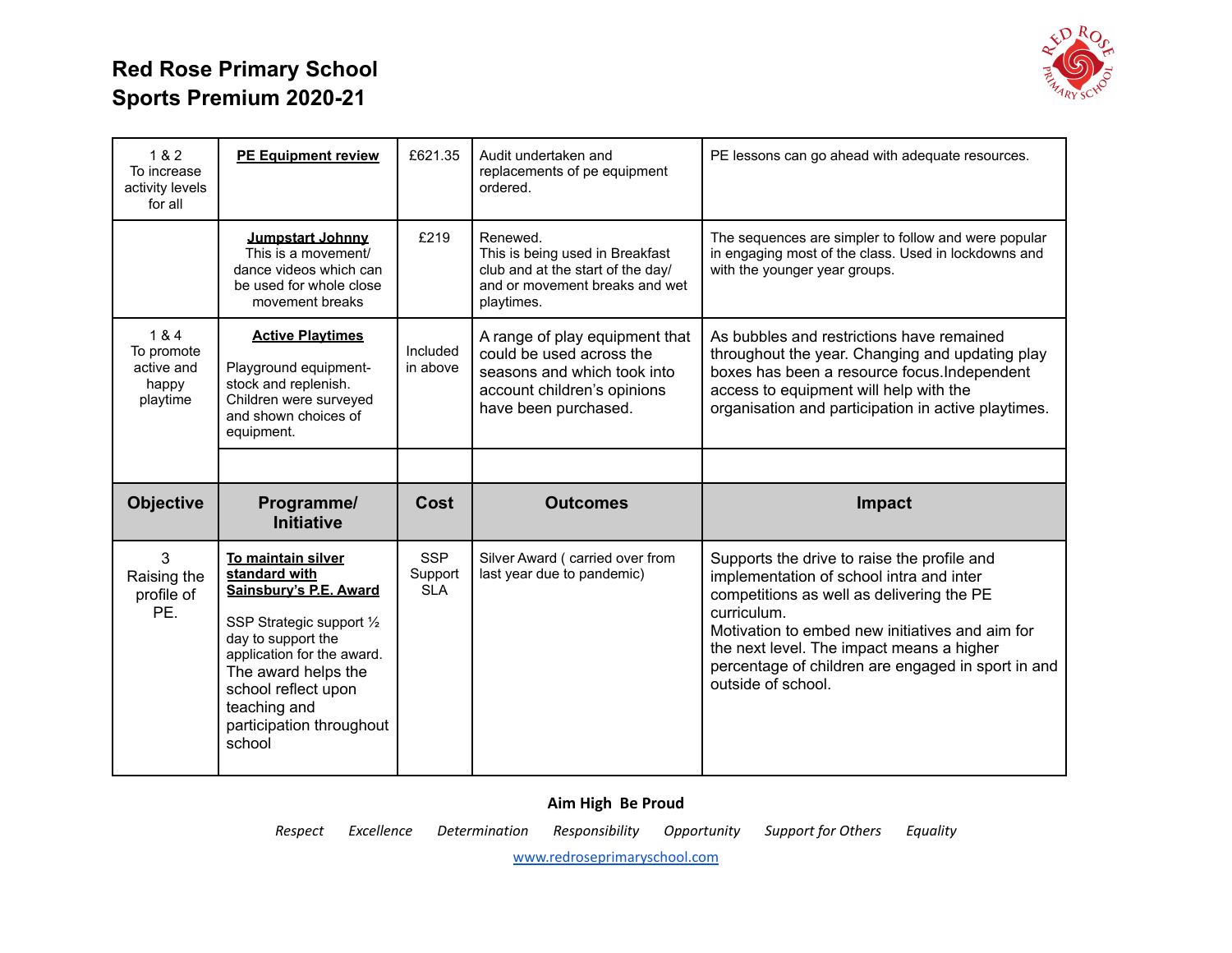# Red Rose Primary School
# Sports Premium 2020-21

| | | | | |
|---|---|---|---|---|
| 1 & 2<br>To increase activity levels for all | **PE Equipment review** | £621.35 | Audit undertaken and replacements of pe equipment ordered. | PE lessons can go ahead with adequate resources. |
| | **Jumpstart Johnny**<br>This is a movement/ dance videos which can be used for whole close movement breaks | £219 | Renewed.<br>This is being used in Breakfast club and at the start of the day/ and or movement breaks and wet playtimes. | The sequences are simpler to follow and were popular in engaging most of the class. Used in lockdowns and with the younger year groups. |
| 1 & 4<br>To promote active and happy playtime | **Active Playtimes**<br><br>Playground equipment- stock and replenish. Children were surveyed and shown choices of equipment. | Included in above | A range of play equipment that could be used across the seasons and which took into account children's opinions have been purchased. | As bubbles and restrictions have remained throughout the year. Changing and updating play boxes has been a resource focus.Independent access to equipment will help with the organisation and participation in active playtimes. |
| | | | | |
| **Objective** | **Programme/ Initiative** | **Cost** | **Outcomes** | **Impact** |
| 3<br>Raising the profile of PE. | **To maintain silver standard with Sainsbury's P.E. Award**<br><br>SSP Strategic support ½ day to support the application for the award.<br>The award helps the school reflect upon teaching and participation throughout school | SSP Support SLA | Silver Award ( carried over from last year due to pandemic) | Supports the drive to raise the profile and implementation of school intra and inter competitions as well as delivering the PE curriculum.<br>Motivation to embed new initiatives and aim for the next level. The impact means a higher percentage of children are engaged in sport in and outside of school. |

**Aim High Be Proud**

*Respect Excellence Determination Responsibility Opportunity Support for Others Equality*

www.redroseprimaryschool.com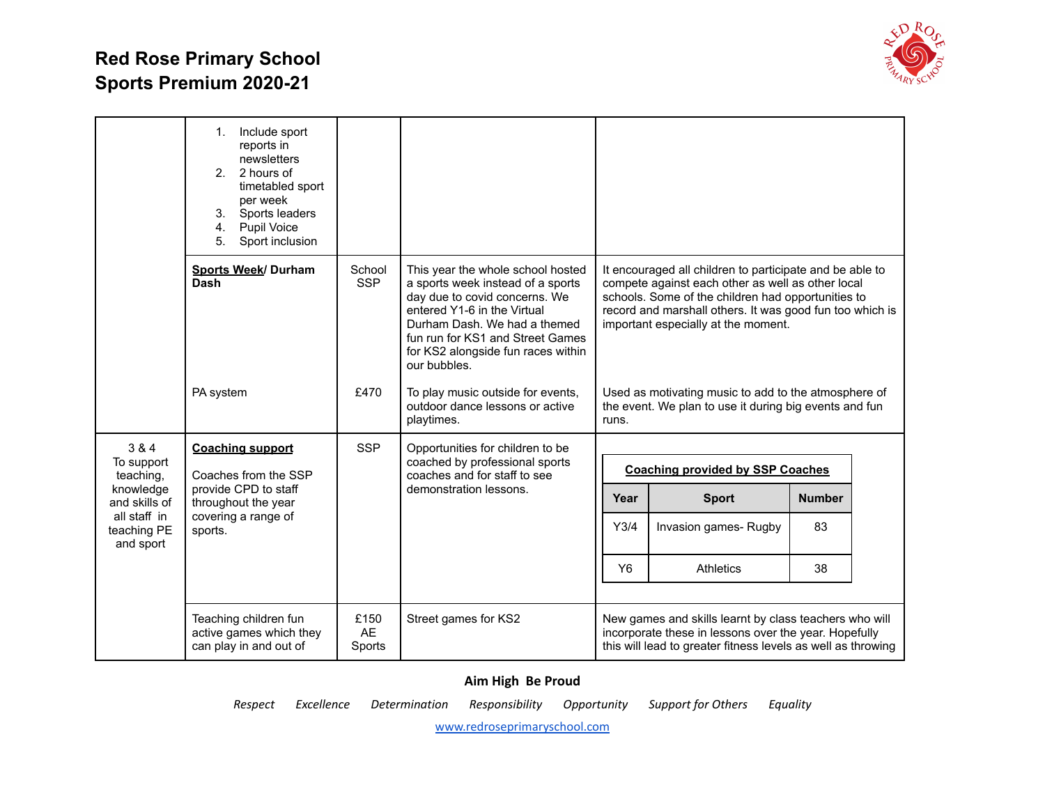# Red Rose Primary School
# Sports Premium 2020-21

| | | | | |
|---|---|---|---|---|
| | 1. Include sport reports in newsletters<br>2. 2 hours of timetabled sport per week<br>3. Sports leaders<br>4. Pupil Voice<br>5. Sport inclusion | | | |
| | **Sports Week/ Durham Dash** | School SSP | This year the whole school hosted a sports week instead of a sports day due to covid concerns. We entered Y1-6 in the Virtual Durham Dash. We had a themed fun run for KS1 and Street Games for KS2 alongside fun races within our bubbles. | It encouraged all children to participate and be able to compete against each other as well as other local schools. Some of the children had opportunities to record and marshall others. It was good fun too which is important especially at the moment. |
| | PA system | £470 | To play music outside for events, outdoor dance lessons or active playtimes. | Used as motivating music to add to the atmosphere of the event. We plan to use it during big events and fun runs. |
| 3 & 4<br>To support teaching, knowledge and skills of all staff in teaching PE and sport | **Coaching support**<br><br>Coaches from the SSP provide CPD to staff throughout the year covering a range of sports. | SSP | Opportunities for children to be coached by professional sports coaches and for staff to see demonstration lessons. | **Coaching provided by SSP Coaches**<br>Year \| Sport \| Number<br>Y3/4 \| Invasion games- Rugby \| 83<br>Y6 \| Athletics \| 38 |
| | Teaching children fun active games which they can play in and out of | £150 AE Sports | Street games for KS2 | New games and skills learnt by class teachers who will incorporate these in lessons over the year. Hopefully this will lead to greater fitness levels as well as throwing |

**Aim High Be Proud**

*Respect Excellence Determination Responsibility Opportunity Support for Others Equality*

www.redroseprimaryschool.com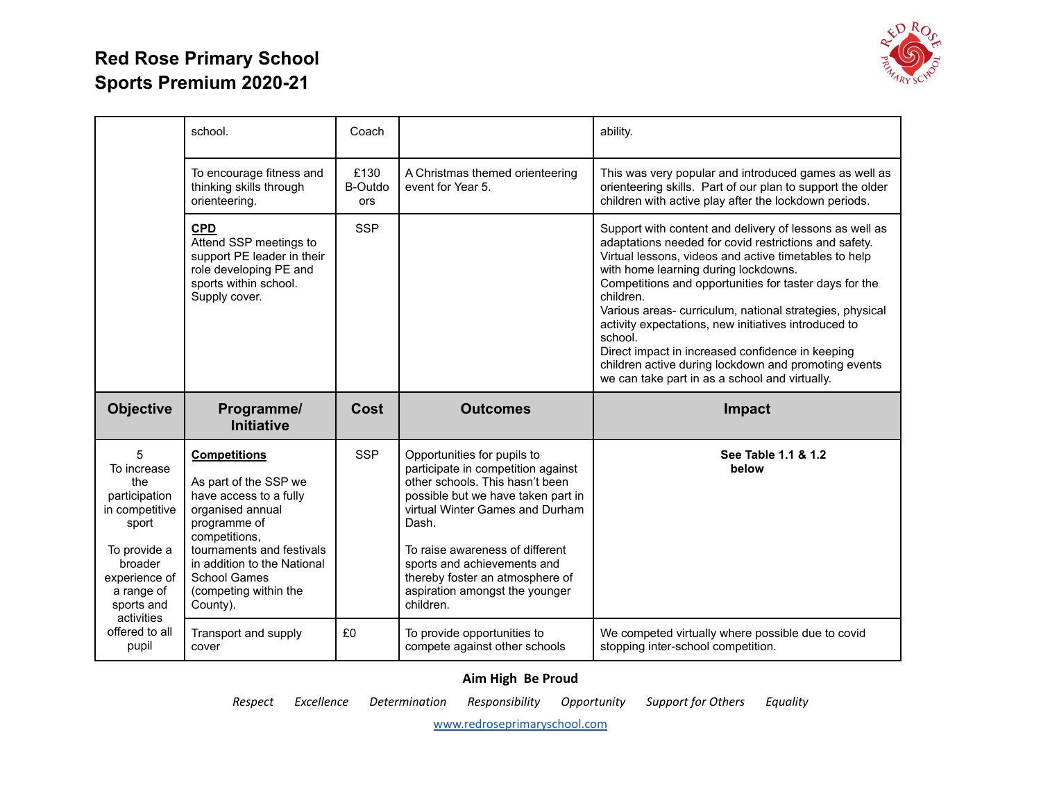# Red Rose Primary School
# Sports Premium 2020-21

| Objective | Programme/ Initiative | Cost | Outcomes | Impact |
|---|---|---|---|---|
| | school. | Coach | | ability. |
| | To encourage fitness and thinking skills through orienteering. | £130 B-Outdoors | A Christmas themed orienteering event for Year 5. | This was very popular and introduced games as well as orienteering skills. Part of our plan to support the older children with active play after the lockdown periods. |
| | **CPD** Attend SSP meetings to support PE leader in their role developing PE and sports within school. Supply cover. | SSP | | Support with content and delivery of lessons as well as adaptations needed for covid restrictions and safety. Virtual lessons, videos and active timetables to help with home learning during lockdowns. Competitions and opportunities for taster days for the children. Various areas- curriculum, national strategies, physical activity expectations, new initiatives introduced to school. Direct impact in increased confidence in keeping children active during lockdown and promoting events we can take part in as a school and virtually. |
| **Objective** | **Programme/ Initiative** | **Cost** | **Outcomes** | **Impact** |
| 5 To increase the participation in competitive sport<br><br>To provide a broader experience of a range of sports and activities offered to all pupil | **Competitions**<br><br>As part of the SSP we have access to a fully organised annual programme of competitions, tournaments and festivals in addition to the National School Games (competing within the County). | SSP | Opportunities for pupils to participate in competition against other schools. This hasn't been possible but we have taken part in virtual Winter Games and Durham Dash.<br><br>To raise awareness of different sports and achievements and thereby foster an atmosphere of aspiration amongst the younger children. | **See Table 1.1 & 1.2 below** |
| | Transport and supply cover | £0 | To provide opportunities to compete against other schools | We competed virtually where possible due to covid stopping inter-school competition. |

**Aim High Be Proud**

*Respect Excellence Determination Responsibility Opportunity Support for Others Equality*

www.redroseprimaryschool.com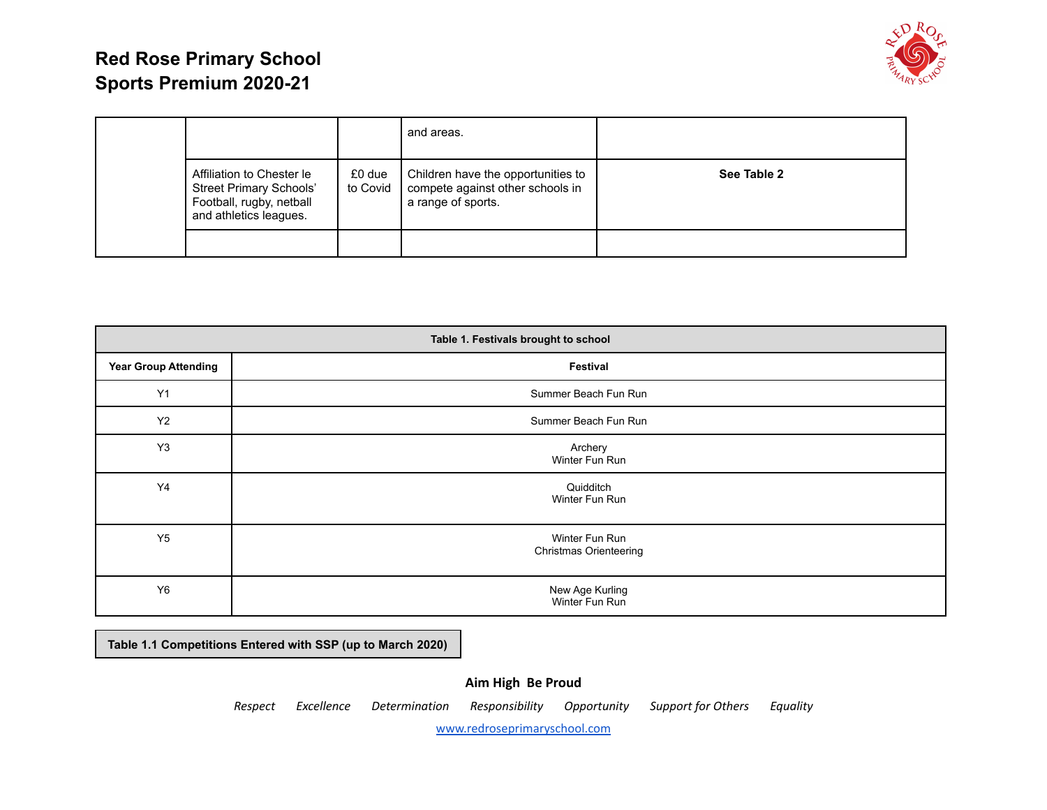# Red Rose Primary School
# Sports Premium 2020-21

| | | | | |
|---|---|---|---|---|
| | | | and areas. | |
| | Affiliation to Chester le Street Primary Schools' Football, rugby, netball and athletics leagues. | £0 due to Covid | Children have the opportunities to compete against other schools in a range of sports. | **See Table 2** |
| | | | | |

| **Table 1. Festivals brought to school** | |
|---|---|
| **Year Group Attending** | **Festival** |
| Y1 | Summer Beach Fun Run |
| Y2 | Summer Beach Fun Run |
| Y3 | Archery<br>Winter Fun Run |
| Y4 | Quidditch<br>Winter Fun Run |
| Y5 | Winter Fun Run<br>Christmas Orienteering |
| Y6 | New Age Kurling<br>Winter Fun Run |

**Table 1.1 Competitions Entered with SSP (up to March 2020)**

**Aim High Be Proud**

*Respect Excellence Determination Responsibility Opportunity Support for Others Equality*

www.redroseprimaryschool.com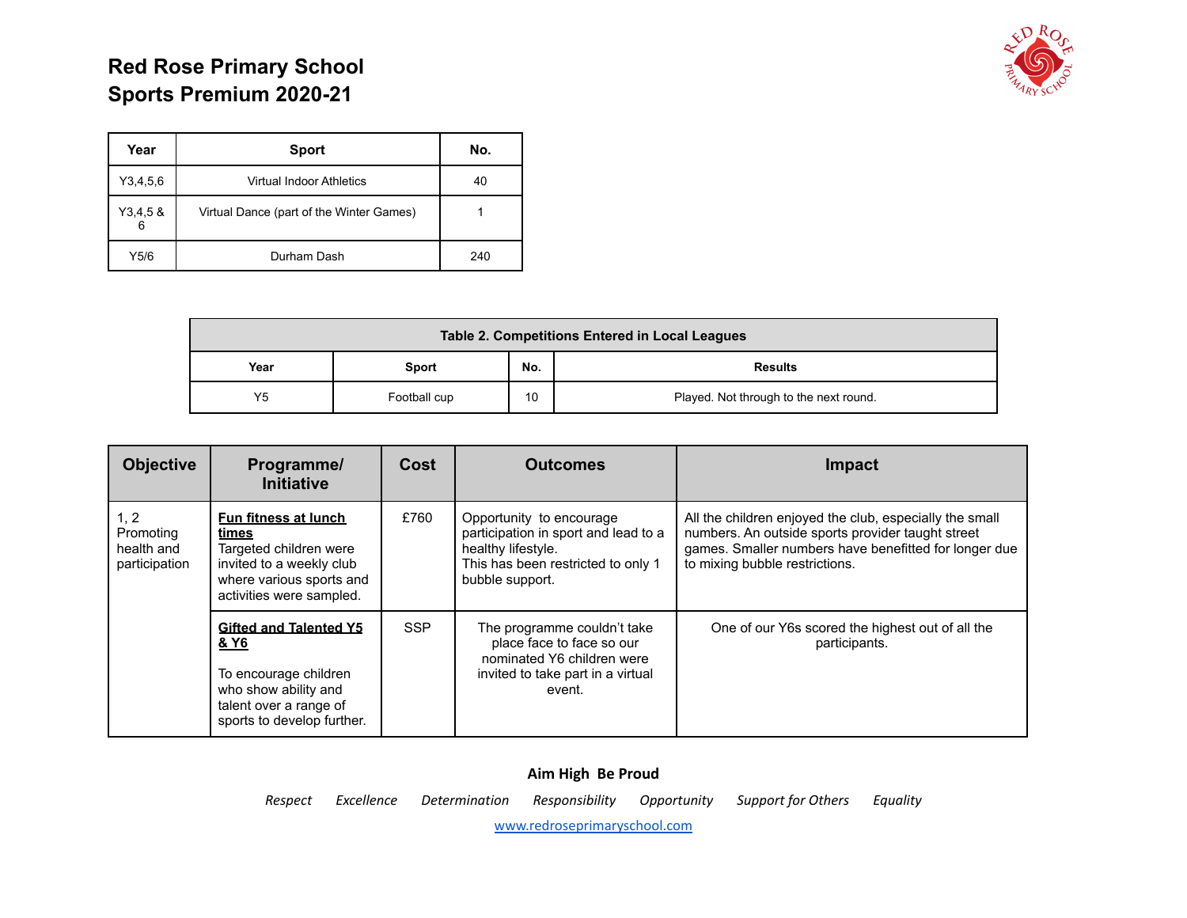# Red Rose Primary School
# Sports Premium 2020-21

| Year | Sport | No. |
|---|---|---|
| Y3,4,5,6 | Virtual Indoor Athletics | 40 |
| Y3,4,5 & 6 | Virtual Dance (part of the Winter Games) | 1 |
| Y5/6 | Durham Dash | 240 |

| Table 2. Competitions Entered in Local Leagues | | | |
|---|---|---|---|
| **Year** | **Sport** | **No.** | **Results** |
| Y5 | Football cup | 10 | Played. Not through to the next round. |

| Objective | Programme/ Initiative | Cost | Outcomes | Impact |
|---|---|---|---|---|
| 1, 2 Promoting health and participation | **Fun fitness at lunch times** Targeted children were invited to a weekly club where various sports and activities were sampled. | £760 | Opportunity to encourage participation in sport and lead to a healthy lifestyle. This has been restricted to only 1 bubble support. | All the children enjoyed the club, especially the small numbers. An outside sports provider taught street games. Smaller numbers have benefitted for longer due to mixing bubble restrictions. |
| | **Gifted and Talented Y5 & Y6** To encourage children who show ability and talent over a range of sports to develop further. | SSP | The programme couldn't take place face to face so our nominated Y6 children were invited to take part in a virtual event. | One of our Y6s scored the highest out of all the participants. |

**Aim High Be Proud**

*Respect Excellence Determination Responsibility Opportunity Support for Others Equality*

www.redroseprimaryschool.com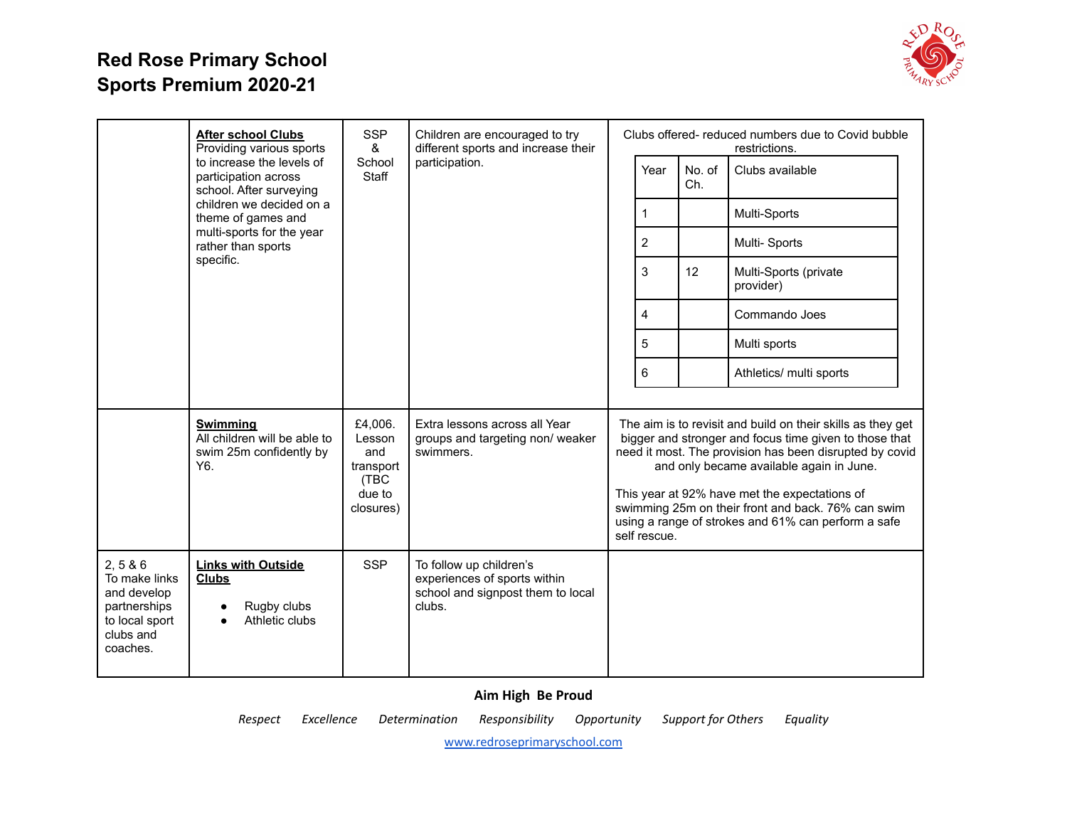# Red Rose Primary School
## Sports Premium 2020-21

| | | | | |
|---|---|---|---|---|
| | **After school Clubs**<br>Providing various sports to increase the levels of participation across school. After surveying children we decided on a theme of games and multi-sports for the year rather than sports specific. | SSP & School Staff | Children are encouraged to try different sports and increase their participation. | Clubs offered- reduced numbers due to Covid bubble restrictions.<br><br>Year / No. of Ch. / Clubs available:<br>1 – Multi-Sports<br>2 – Multi- Sports<br>3 – 12 – Multi-Sports (private provider)<br>4 – Commando Joes<br>5 – Multi sports<br>6 – Athletics/ multi sports |
| | **Swimming**<br>All children will be able to swim 25m confidently by Y6. | £4,006. Lesson and transport (TBC due to closures) | Extra lessons across all Year groups and targeting non/ weaker swimmers. | The aim is to revisit and build on their skills as they get bigger and stronger and focus time given to those that need it most. The provision has been disrupted by covid and only became available again in June.<br><br>This year at 92% have met the expectations of swimming 25m on their front and back. 76% can swim using a range of strokes and 61% can perform a safe self rescue. |
| 2, 5 & 6<br>To make links and develop partnerships to local sport clubs and coaches. | **Links with Outside Clubs**<br>• Rugby clubs<br>• Athletic clubs | SSP | To follow up children's experiences of sports within school and signpost them to local clubs. | |

Clubs available table:

| Year | No. of Ch. | Clubs available |
|---|---|---|
| 1 | | Multi-Sports |
| 2 | | Multi- Sports |
| 3 | 12 | Multi-Sports (private provider) |
| 4 | | Commando Joes |
| 5 | | Multi sports |
| 6 | | Athletics/ multi sports |

**Aim High Be Proud**

*Respect Excellence Determination Responsibility Opportunity Support for Others Equality*

www.redroseprimaryschool.com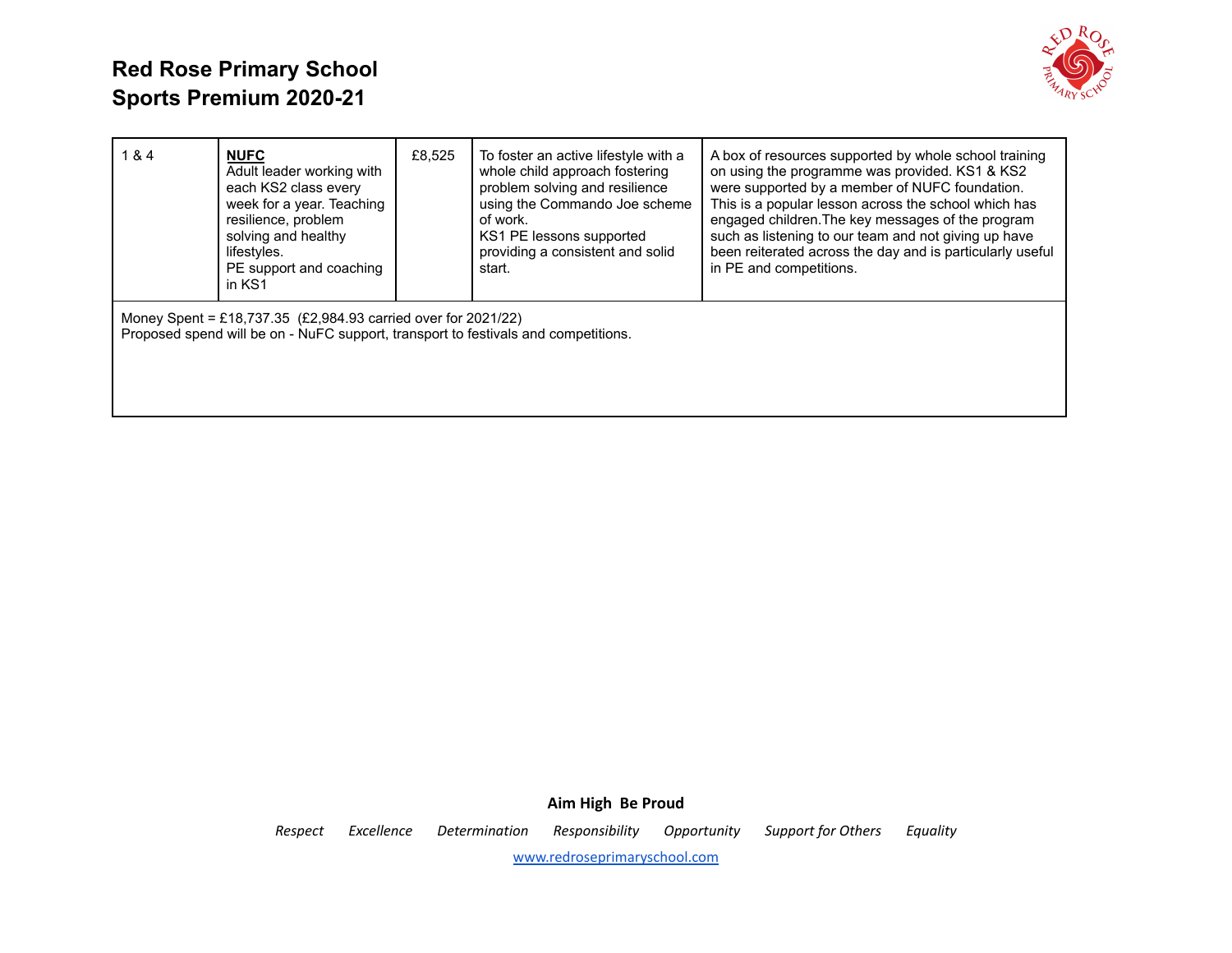# Red Rose Primary School
# Sports Premium 2020-21

| | | | | |
|---|---|---|---|---|
| 1 & 4 | **NUFC**<br>Adult leader working with each KS2 class every week for a year. Teaching resilience, problem solving and healthy lifestyles.<br>PE support and coaching in KS1 | £8,525 | To foster an active lifestyle with a whole child approach fostering problem solving and resilience using the Commando Joe scheme of work.<br>KS1 PE lessons supported providing a consistent and solid start. | A box of resources supported by whole school training on using the programme was provided. KS1 & KS2 were supported by a member of NUFC foundation. This is a popular lesson across the school which has engaged children.The key messages of the program such as listening to our team and not giving up have been reiterated across the day and is particularly useful in PE and competitions. |
| Money Spent = £18,737.35 (£2,984.93 carried over for 2021/22)<br>Proposed spend will be on - NuFC support, transport to festivals and competitions. | | | | |

**Aim High Be Proud**

*Respect Excellence Determination Responsibility Opportunity Support for Others Equality*

www.redroseprimaryschool.com